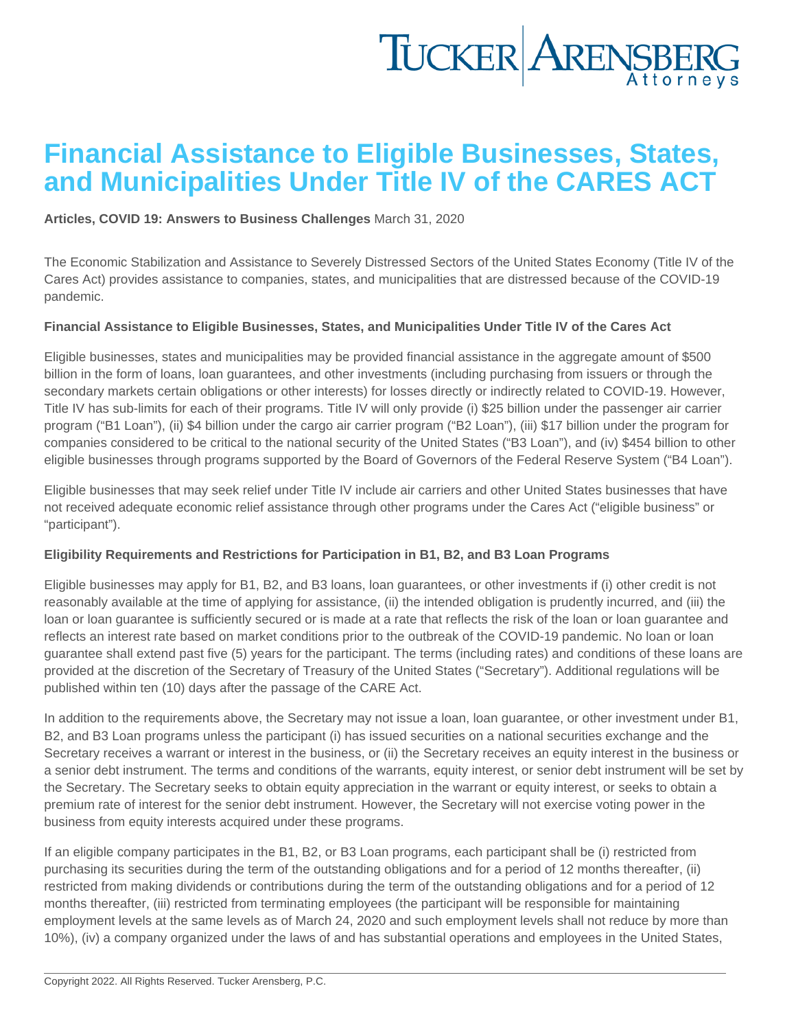# Financial Assistance to Eligible Businesses, States, and Municipalities Under Title IV of the CARES ACT

**Articles, COVID 19: Answers to Business Challenges** March 31, 2020

The Economic Stabilization and Assistance to Severely Distressed Sectors of the United States Economy (Title IV of the Cares Act) provides assistance to companies, states, and municipalities that are distressed because of the COVID-19 pandemic.

**Financial Assistance to Eligible Businesses, States, and Municipalities Under Title IV of the Cares Act**

Eligible businesses, states and municipalities may be provided financial assistance in the aggregate amount of $500 billion in the form of loans, loan guarantees, and other investments (including purchasing from issuers or through the secondary markets certain obligations or other interests) for losses directly or indirectly related to COVID-19. However, Title IV has sub-limits for each of their programs. Title IV will only provide (i) $25 billion under the passenger air carrier program ("B1 Loan"), (ii) $4 billion under the cargo air carrier program ("B2 Loan"), (iii) $17 billion under the program for companies considered to be critical to the national security of the United States ("B3 Loan"), and (iv) $454 billion to other eligible businesses through programs supported by the Board of Governors of the Federal Reserve System ("B4 Loan").

Eligible businesses that may seek relief under Title IV include air carriers and other United States businesses that have not received adequate economic relief assistance through other programs under the Cares Act ("eligible business" or "participant").

**Eligibility Requirements and Restrictions for Participation in B1, B2, and B3 Loan Programs**

Eligible businesses may apply for B1, B2, and B3 loans, loan guarantees, or other investments if (i) other credit is not reasonably available at the time of applying for assistance, (ii) the intended obligation is prudently incurred, and (iii) the loan or loan guarantee is sufficiently secured or is made at a rate that reflects the risk of the loan or loan guarantee and reflects an interest rate based on market conditions prior to the outbreak of the COVID-19 pandemic. No loan or loan guarantee shall extend past five (5) years for the participant. The terms (including rates) and conditions of these loans are provided at the discretion of the Secretary of Treasury of the United States ("Secretary"). Additional regulations will be published within ten (10) days after the passage of the CARE Act.

In addition to the requirements above, the Secretary may not issue a loan, loan guarantee, or other investment under B1, B2, and B3 Loan programs unless the participant (i) has issued securities on a national securities exchange and the Secretary receives a warrant or interest in the business, or (ii) the Secretary receives an equity interest in the business or a senior debt instrument. The terms and conditions of the warrants, equity interest, or senior debt instrument will be set by the Secretary. The Secretary seeks to obtain equity appreciation in the warrant or equity interest, or seeks to obtain a premium rate of interest for the senior debt instrument. However, the Secretary will not exercise voting power in the business from equity interests acquired under these programs.

If an eligible company participates in the B1, B2, or B3 Loan programs, each participant shall be (i) restricted from purchasing its securities during the term of the outstanding obligations and for a period of 12 months thereafter, (ii) restricted from making dividends or contributions during the term of the outstanding obligations and for a period of 12 months thereafter, (iii) restricted from terminating employees (the participant will be responsible for maintaining employment levels at the same levels as of March 24, 2020 and such employment levels shall not reduce by more than 10%), (iv) a company organized under the laws of and has substantial operations and employees in the United States,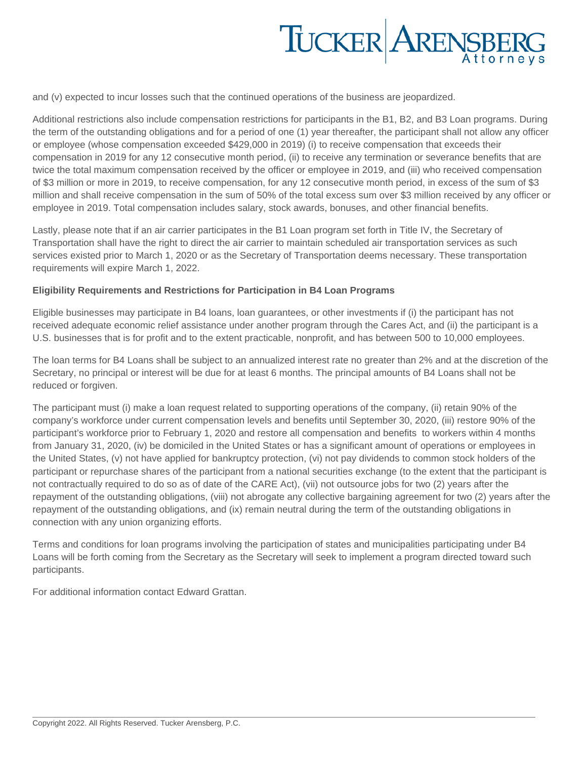and (v) expected to incur losses such that the continued operations of the business are jeopardized.

Additional restrictions also include compensation restrictions for participants in the B1, B2, and B3 Loan programs. During the term of the outstanding obligations and for a period of one (1) year thereafter, the participant shall not allow any officer or employee (whose compensation exceeded $429,000 in 2019) (i) to receive compensation that exceeds their compensation in 2019 for any 12 consecutive month period, (ii) to receive any termination or severance benefits that are twice the total maximum compensation received by the officer or employee in 2019, and (iii) who received compensation of $3 million or more in 2019, to receive compensation, for any 12 consecutive month period, in excess of the sum of $3 million and shall receive compensation in the sum of 50% of the total excess sum over $3 million received by any officer or employee in 2019. Total compensation includes salary, stock awards, bonuses, and other financial benefits.

Lastly, please note that if an air carrier participates in the B1 Loan program set forth in Title IV, the Secretary of Transportation shall have the right to direct the air carrier to maintain scheduled air transportation services as such services existed prior to March 1, 2020 or as the Secretary of Transportation deems necessary. These transportation requirements will expire March 1, 2022.

**Eligibility Requirements and Restrictions for Participation in B4 Loan Programs**

Eligible businesses may participate in B4 loans, loan guarantees, or other investments if (i) the participant has not received adequate economic relief assistance under another program through the Cares Act, and (ii) the participant is a U.S. businesses that is for profit and to the extent practicable, nonprofit, and has between 500 to 10,000 employees.

The loan terms for B4 Loans shall be subject to an annualized interest rate no greater than 2% and at the discretion of the Secretary, no principal or interest will be due for at least 6 months. The principal amounts of B4 Loans shall not be reduced or forgiven.

The participant must (i) make a loan request related to supporting operations of the company, (ii) retain 90% of the company's workforce under current compensation levels and benefits until September 30, 2020, (iii) restore 90% of the participant's workforce prior to February 1, 2020 and restore all compensation and benefits to workers within 4 months from January 31, 2020, (iv) be domiciled in the United States or has a significant amount of operations or employees in the United States, (v) not have applied for bankruptcy protection, (vi) not pay dividends to common stock holders of the participant or repurchase shares of the participant from a national securities exchange (to the extent that the participant is not contractually required to do so as of date of the CARE Act), (vii) not outsource jobs for two (2) years after the repayment of the outstanding obligations, (viii) not abrogate any collective bargaining agreement for two (2) years after the repayment of the outstanding obligations, and (ix) remain neutral during the term of the outstanding obligations in connection with any union organizing efforts.

Terms and conditions for loan programs involving the participation of states and municipalities participating under B4 Loans will be forth coming from the Secretary as the Secretary will seek to implement a program directed toward such participants.

For additional information contact Edward Grattan.